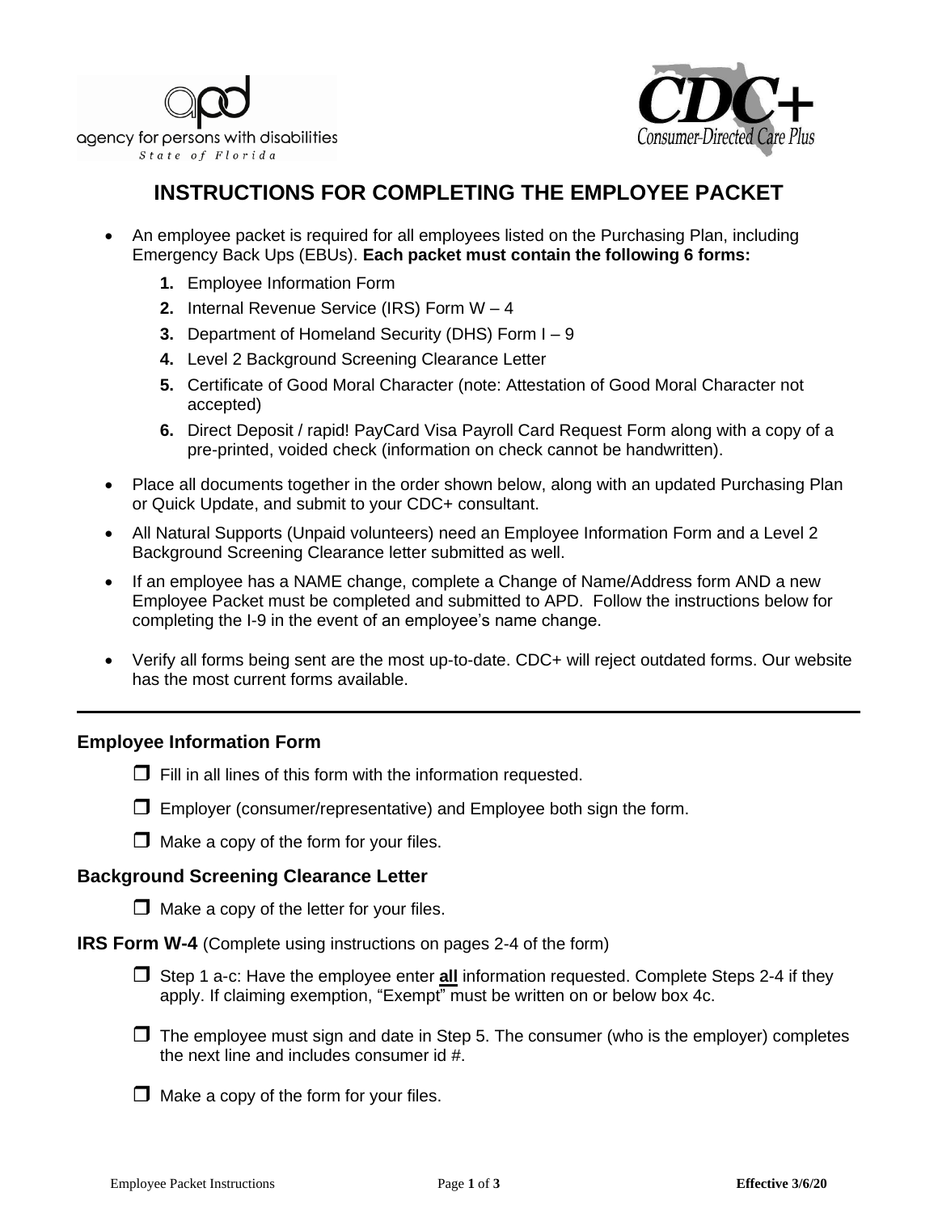agency for persons with disabilities
*State of Florida*

CDC+
Consumer-Directed Care Plus

# INSTRUCTIONS FOR COMPLETING THE EMPLOYEE PACKET

- An employee packet is required for all employees listed on the Purchasing Plan, including Emergency Back Ups (EBUs). **Each packet must contain the following 6 forms:**
  1. Employee Information Form
  2. Internal Revenue Service (IRS) Form W – 4
  3. Department of Homeland Security (DHS) Form I – 9
  4. Level 2 Background Screening Clearance Letter
  5. Certificate of Good Moral Character (note: Attestation of Good Moral Character not accepted)
  6. Direct Deposit / rapid! PayCard Visa Payroll Card Request Form along with a copy of a pre-printed, voided check (information on check cannot be handwritten).
- Place all documents together in the order shown below, along with an updated Purchasing Plan or Quick Update, and submit to your CDC+ consultant.
- All Natural Supports (Unpaid volunteers) need an Employee Information Form and a Level 2 Background Screening Clearance letter submitted as well.
- If an employee has a NAME change, complete a Change of Name/Address form AND a new Employee Packet must be completed and submitted to APD. Follow the instructions below for completing the I-9 in the event of an employee's name change.
- Verify all forms being sent are the most up-to-date. CDC+ will reject outdated forms. Our website has the most current forms available.

---

## Employee Information Form

- ☐ Fill in all lines of this form with the information requested.
- ☐ Employer (consumer/representative) and Employee both sign the form.
- ☐ Make a copy of the form for your files.

## Background Screening Clearance Letter

- ☐ Make a copy of the letter for your files.

**IRS Form W-4** (Complete using instructions on pages 2-4 of the form)

- ☐ Step 1 a-c: Have the employee enter **all** information requested. Complete Steps 2-4 if they apply. If claiming exemption, "Exempt" must be written on or below box 4c.
- ☐ The employee must sign and date in Step 5. The consumer (who is the employer) completes the next line and includes consumer id #.
- ☐ Make a copy of the form for your files.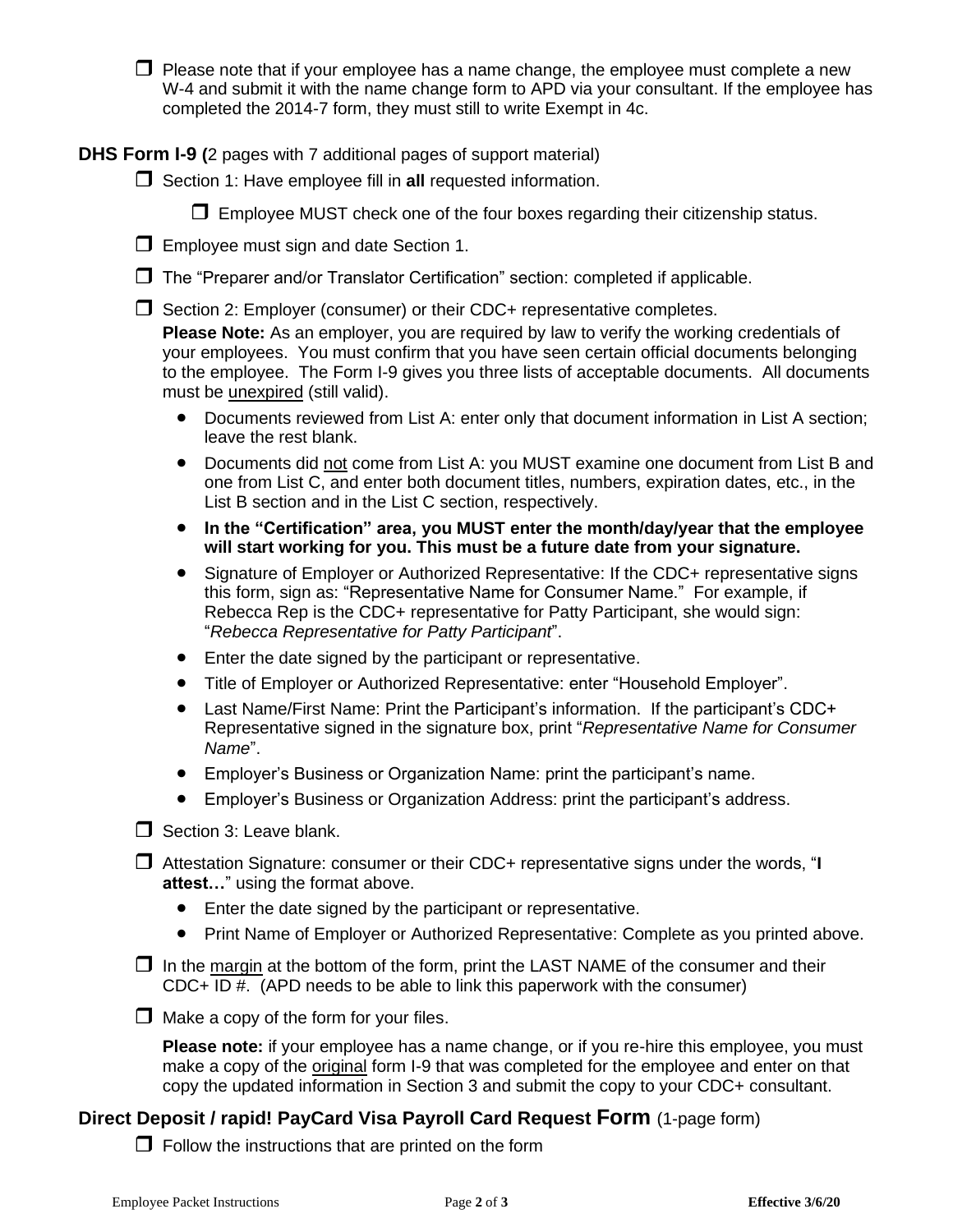- ☐ Please note that if your employee has a name change, the employee must complete a new W-4 and submit it with the name change form to APD via your consultant. If the employee has completed the 2014-7 form, they must still to write Exempt in 4c.

**DHS Form I-9 (**2 pages with 7 additional pages of support material)

- ☐ Section 1: Have employee fill in **all** requested information.
  - ☐ Employee MUST check one of the four boxes regarding their citizenship status.
- ☐ Employee must sign and date Section 1.
- ☐ The "Preparer and/or Translator Certification" section: completed if applicable.
- ☐ Section 2: Employer (consumer) or their CDC+ representative completes.

  **Please Note:** As an employer, you are required by law to verify the working credentials of your employees. You must confirm that you have seen certain official documents belonging to the employee. The Form I-9 gives you three lists of acceptable documents. All documents must be unexpired (still valid).

  - Documents reviewed from List A: enter only that document information in List A section; leave the rest blank.
  - Documents did not come from List A: you MUST examine one document from List B and one from List C, and enter both document titles, numbers, expiration dates, etc., in the List B section and in the List C section, respectively.
  - **In the "Certification" area, you MUST enter the month/day/year that the employee will start working for you. This must be a future date from your signature.**
  - Signature of Employer or Authorized Representative: If the CDC+ representative signs this form, sign as: "Representative Name for Consumer Name." For example, if Rebecca Rep is the CDC+ representative for Patty Participant, she would sign: "*Rebecca Representative for Patty Participant*".
  - Enter the date signed by the participant or representative.
  - Title of Employer or Authorized Representative: enter "Household Employer".
  - Last Name/First Name: Print the Participant's information. If the participant's CDC+ Representative signed in the signature box, print "*Representative Name for Consumer Name*".
  - Employer's Business or Organization Name: print the participant's name.
  - Employer's Business or Organization Address: print the participant's address.
- ☐ Section 3: Leave blank.
- ☐ Attestation Signature: consumer or their CDC+ representative signs under the words, "**I attest…**" using the format above.
  - Enter the date signed by the participant or representative.
  - Print Name of Employer or Authorized Representative: Complete as you printed above.
- ☐ In the margin at the bottom of the form, print the LAST NAME of the consumer and their CDC+ ID #. (APD needs to be able to link this paperwork with the consumer)
- ☐ Make a copy of the form for your files.

  **Please note:** if your employee has a name change, or if you re-hire this employee, you must make a copy of the original form I-9 that was completed for the employee and enter on that copy the updated information in Section 3 and submit the copy to your CDC+ consultant.

**Direct Deposit / rapid! PayCard Visa Payroll Card Request Form** (1-page form)

- ☐ Follow the instructions that are printed on the form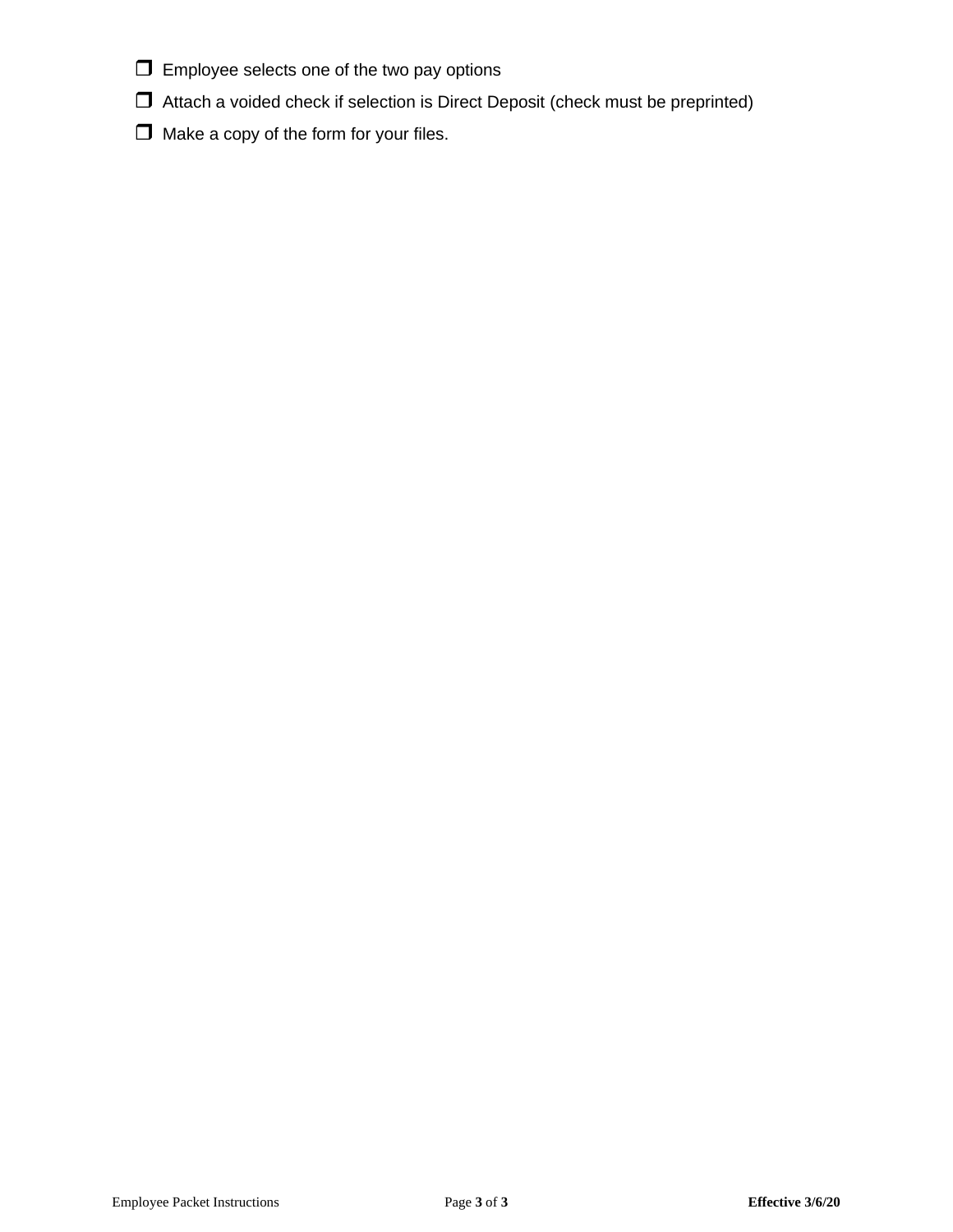- [ ] Employee selects one of the two pay options
- [ ] Attach a voided check if selection is Direct Deposit (check must be preprinted)
- [ ] Make a copy of the form for your files.